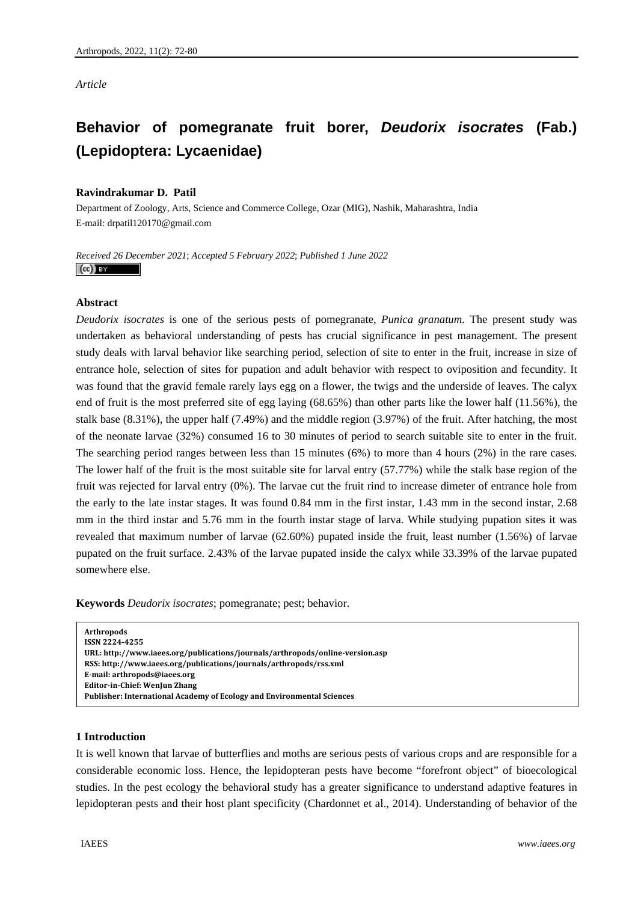*Article*

# Behavior of pomegranate fruit borer, *Deudorix isocrates* (Fab.) (Lepidoptera: Lycaenidae)

**Ravindrakumar D. Patil**

Department of Zoology, Arts, Science and Commerce College, Ozar (MIG), Nashik, Maharashtra, India
E-mail: drpatil120170@gmail.com

*Received 26 December 2021*; *Accepted 5 February 2022*; *Published 1 June 2022*

## Abstract

*Deudorix isocrates* is one of the serious pests of pomegranate, *Punica granatum*. The present study was undertaken as behavioral understanding of pests has crucial significance in pest management. The present study deals with larval behavior like searching period, selection of site to enter in the fruit, increase in size of entrance hole, selection of sites for pupation and adult behavior with respect to oviposition and fecundity. It was found that the gravid female rarely lays egg on a flower, the twigs and the underside of leaves. The calyx end of fruit is the most preferred site of egg laying (68.65%) than other parts like the lower half (11.56%), the stalk base (8.31%), the upper half (7.49%) and the middle region (3.97%) of the fruit. After hatching, the most of the neonate larvae (32%) consumed 16 to 30 minutes of period to search suitable site to enter in the fruit. The searching period ranges between less than 15 minutes (6%) to more than 4 hours (2%) in the rare cases. The lower half of the fruit is the most suitable site for larval entry (57.77%) while the stalk base region of the fruit was rejected for larval entry (0%). The larvae cut the fruit rind to increase dimeter of entrance hole from the early to the late instar stages. It was found 0.84 mm in the first instar, 1.43 mm in the second instar, 2.68 mm in the third instar and 5.76 mm in the fourth instar stage of larva. While studying pupation sites it was revealed that maximum number of larvae (62.60%) pupated inside the fruit, least number (1.56%) of larvae pupated on the fruit surface. 2.43% of the larvae pupated inside the calyx while 33.39% of the larvae pupated somewhere else.

**Keywords** *Deudorix isocrates*; pomegranate; pest; behavior.

**Arthropods**
**ISSN 2224-4255**
**URL: http://www.iaees.org/publications/journals/arthropods/online-version.asp**
**RSS: http://www.iaees.org/publications/journals/arthropods/rss.xml**
**E-mail: arthropods@iaees.org**
**Editor-in-Chief: WenJun Zhang**
**Publisher: International Academy of Ecology and Environmental Sciences**

## 1 Introduction

It is well known that larvae of butterflies and moths are serious pests of various crops and are responsible for a considerable economic loss. Hence, the lepidopteran pests have become "forefront object" of bioecological studies. In the pest ecology the behavioral study has a greater significance to understand adaptive features in lepidopteran pests and their host plant specificity (Chardonnet et al., 2014). Understanding of behavior of the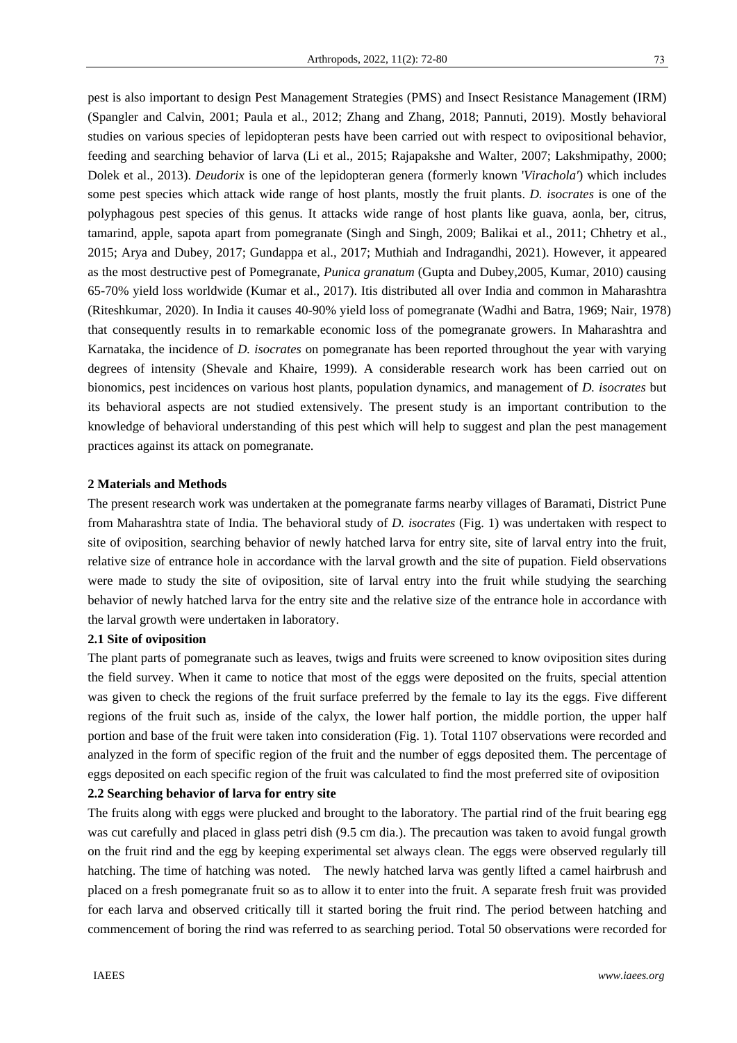pest is also important to design Pest Management Strategies (PMS) and Insect Resistance Management (IRM) (Spangler and Calvin, 2001; Paula et al., 2012; Zhang and Zhang, 2018; Pannuti, 2019). Mostly behavioral studies on various species of lepidopteran pests have been carried out with respect to ovipositional behavior, feeding and searching behavior of larva (Li et al., 2015; Rajapakshe and Walter, 2007; Lakshmipathy, 2000; Dolek et al., 2013). *Deudorix* is one of the lepidopteran genera (formerly known '*Virachola*') which includes some pest species which attack wide range of host plants, mostly the fruit plants. *D. isocrates* is one of the polyphagous pest species of this genus. It attacks wide range of host plants like guava, aonla, ber, citrus, tamarind, apple, sapota apart from pomegranate (Singh and Singh, 2009; Balikai et al., 2011; Chhetry et al., 2015; Arya and Dubey, 2017; Gundappa et al., 2017; Muthiah and Indragandhi, 2021). However, it appeared as the most destructive pest of Pomegranate, *Punica granatum* (Gupta and Dubey,2005, Kumar, 2010) causing 65-70% yield loss worldwide (Kumar et al., 2017). Itis distributed all over India and common in Maharashtra (Riteshkumar, 2020). In India it causes 40-90% yield loss of pomegranate (Wadhi and Batra, 1969; Nair, 1978) that consequently results in to remarkable economic loss of the pomegranate growers. In Maharashtra and Karnataka, the incidence of *D. isocrates* on pomegranate has been reported throughout the year with varying degrees of intensity (Shevale and Khaire, 1999). A considerable research work has been carried out on bionomics, pest incidences on various host plants, population dynamics, and management of *D. isocrates* but its behavioral aspects are not studied extensively. The present study is an important contribution to the knowledge of behavioral understanding of this pest which will help to suggest and plan the pest management practices against its attack on pomegranate.

## 2 Materials and Methods

The present research work was undertaken at the pomegranate farms nearby villages of Baramati, District Pune from Maharashtra state of India. The behavioral study of *D. isocrates* (Fig. 1) was undertaken with respect to site of oviposition, searching behavior of newly hatched larva for entry site, site of larval entry into the fruit, relative size of entrance hole in accordance with the larval growth and the site of pupation. Field observations were made to study the site of oviposition, site of larval entry into the fruit while studying the searching behavior of newly hatched larva for the entry site and the relative size of the entrance hole in accordance with the larval growth were undertaken in laboratory.

### 2.1 Site of oviposition

The plant parts of pomegranate such as leaves, twigs and fruits were screened to know oviposition sites during the field survey. When it came to notice that most of the eggs were deposited on the fruits, special attention was given to check the regions of the fruit surface preferred by the female to lay its the eggs. Five different regions of the fruit such as, inside of the calyx, the lower half portion, the middle portion, the upper half portion and base of the fruit were taken into consideration (Fig. 1). Total 1107 observations were recorded and analyzed in the form of specific region of the fruit and the number of eggs deposited them. The percentage of eggs deposited on each specific region of the fruit was calculated to find the most preferred site of oviposition

### 2.2 Searching behavior of larva for entry site

The fruits along with eggs were plucked and brought to the laboratory. The partial rind of the fruit bearing egg was cut carefully and placed in glass petri dish (9.5 cm dia.). The precaution was taken to avoid fungal growth on the fruit rind and the egg by keeping experimental set always clean. The eggs were observed regularly till hatching. The time of hatching was noted. The newly hatched larva was gently lifted a camel hairbrush and placed on a fresh pomegranate fruit so as to allow it to enter into the fruit. A separate fresh fruit was provided for each larva and observed critically till it started boring the fruit rind. The period between hatching and commencement of boring the rind was referred to as searching period. Total 50 observations were recorded for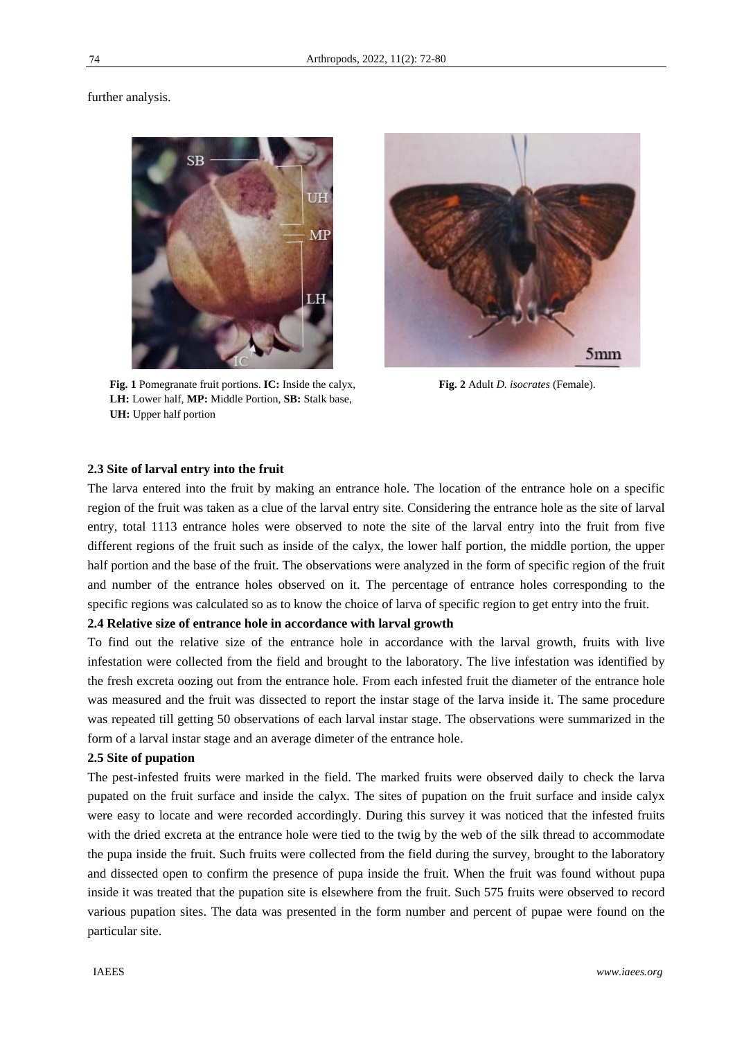further analysis.

**Fig. 1** Pomegranate fruit portions. **IC:** Inside the calyx, **LH:** Lower half, **MP:** Middle Portion, **SB:** Stalk base, **UH:** Upper half portion

**Fig. 2** Adult *D. isocrates* (Female).

### 2.3 Site of larval entry into the fruit

The larva entered into the fruit by making an entrance hole. The location of the entrance hole on a specific region of the fruit was taken as a clue of the larval entry site. Considering the entrance hole as the site of larval entry, total 1113 entrance holes were observed to note the site of the larval entry into the fruit from five different regions of the fruit such as inside of the calyx, the lower half portion, the middle portion, the upper half portion and the base of the fruit. The observations were analyzed in the form of specific region of the fruit and number of the entrance holes observed on it. The percentage of entrance holes corresponding to the specific regions was calculated so as to know the choice of larva of specific region to get entry into the fruit.

### 2.4 Relative size of entrance hole in accordance with larval growth

To find out the relative size of the entrance hole in accordance with the larval growth, fruits with live infestation were collected from the field and brought to the laboratory. The live infestation was identified by the fresh excreta oozing out from the entrance hole. From each infested fruit the diameter of the entrance hole was measured and the fruit was dissected to report the instar stage of the larva inside it. The same procedure was repeated till getting 50 observations of each larval instar stage. The observations were summarized in the form of a larval instar stage and an average dimeter of the entrance hole.

### 2.5 Site of pupation

The pest-infested fruits were marked in the field. The marked fruits were observed daily to check the larva pupated on the fruit surface and inside the calyx. The sites of pupation on the fruit surface and inside calyx were easy to locate and were recorded accordingly. During this survey it was noticed that the infested fruits with the dried excreta at the entrance hole were tied to the twig by the web of the silk thread to accommodate the pupa inside the fruit. Such fruits were collected from the field during the survey, brought to the laboratory and dissected open to confirm the presence of pupa inside the fruit. When the fruit was found without pupa inside it was treated that the pupation site is elsewhere from the fruit. Such 575 fruits were observed to record various pupation sites. The data was presented in the form number and percent of pupae were found on the particular site.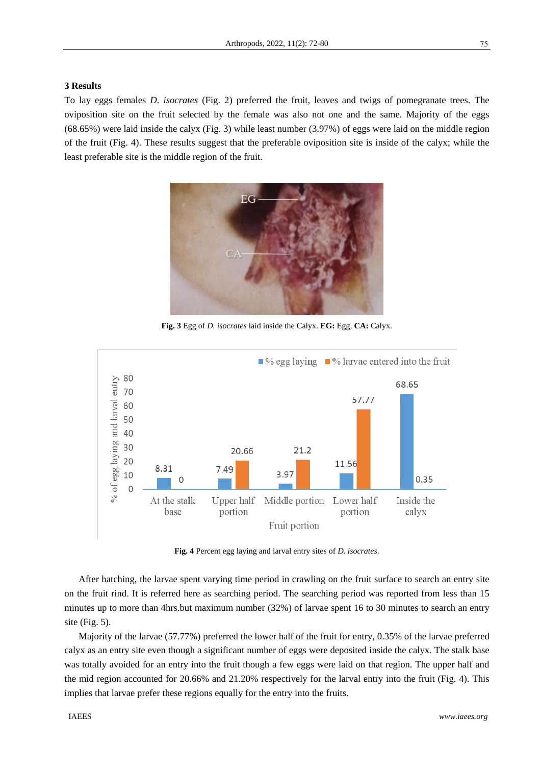## 3 Results

To lay eggs females *D. isocrates* (Fig. 2) preferred the fruit, leaves and twigs of pomegranate trees. The oviposition site on the fruit selected by the female was also not one and the same. Majority of the eggs (68.65%) were laid inside the calyx (Fig. 3) while least number (3.97%) of eggs were laid on the middle region of the fruit (Fig. 4). These results suggest that the preferable oviposition site is inside of the calyx; while the least preferable site is the middle region of the fruit.

**Fig. 3** Egg of *D. isocrates* laid inside the Calyx. **EG:** Egg, **CA:** Calyx.

**Fig. 4** Percent egg laying and larval entry sites of *D. isocrates*.

After hatching, the larvae spent varying time period in crawling on the fruit surface to search an entry site on the fruit rind. It is referred here as searching period. The searching period was reported from less than 15 minutes up to more than 4hrs.but maximum number (32%) of larvae spent 16 to 30 minutes to search an entry site (Fig. 5).

Majority of the larvae (57.77%) preferred the lower half of the fruit for entry, 0.35% of the larvae preferred calyx as an entry site even though a significant number of eggs were deposited inside the calyx. The stalk base was totally avoided for an entry into the fruit though a few eggs were laid on that region. The upper half and the mid region accounted for 20.66% and 21.20% respectively for the larval entry into the fruit (Fig. 4). This implies that larvae prefer these regions equally for the entry into the fruits.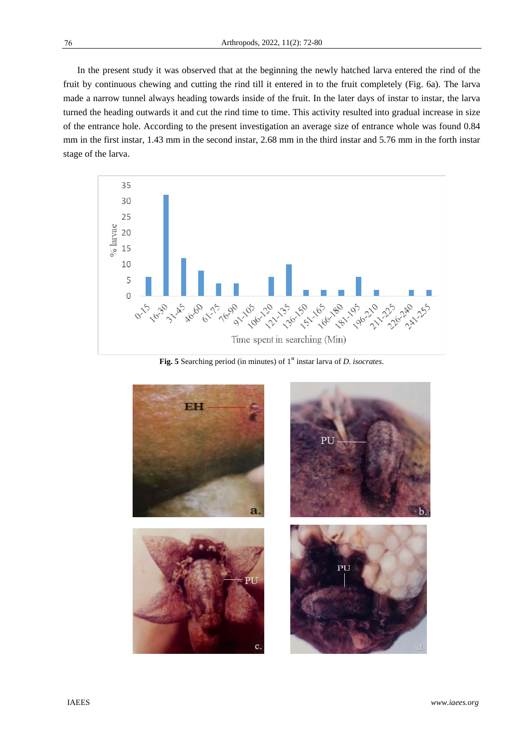In the present study it was observed that at the beginning the newly hatched larva entered the rind of the fruit by continuous chewing and cutting the rind till it entered in to the fruit completely (Fig. 6a). The larva made a narrow tunnel always heading towards inside of the fruit. In the later days of instar to instar, the larva turned the heading outwards it and cut the rind time to time. This activity resulted into gradual increase in size of the entrance hole. According to the present investigation an average size of entrance whole was found 0.84 mm in the first instar, 1.43 mm in the second instar, 2.68 mm in the third instar and 5.76 mm in the forth instar stage of the larva.

**Fig. 5** Searching period (in minutes) of 1st instar larva of *D. isocrates*.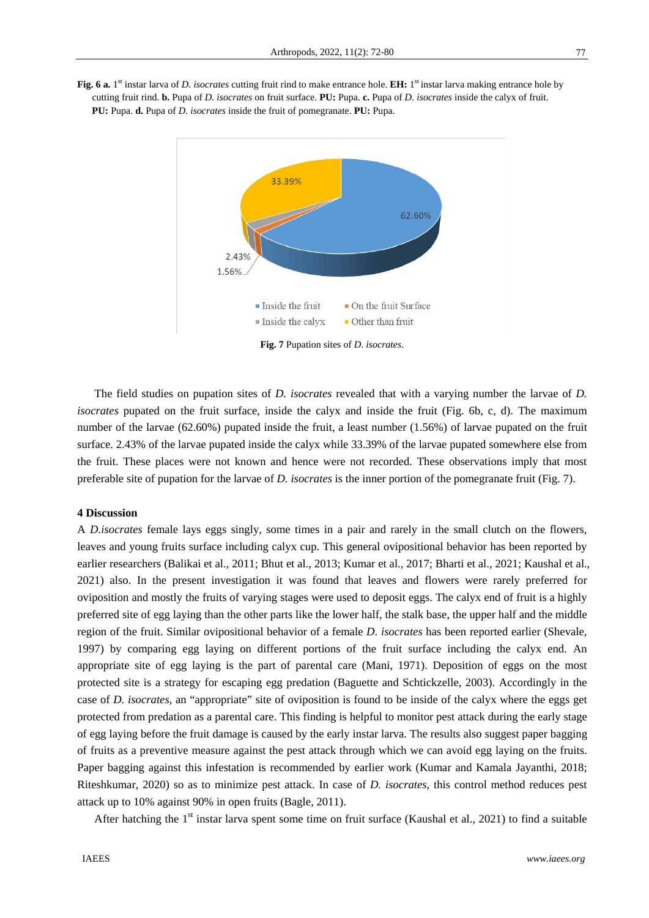**Fig. 6 a.** 1st instar larva of *D. isocrates* cutting fruit rind to make entrance hole. **EH:** 1st instar larva making entrance hole by cutting fruit rind. **b.** Pupa of *D. isocrates* on fruit surface. **PU:** Pupa. **c.** Pupa of *D. isocrates* inside the calyx of fruit. **PU:** Pupa. **d.** Pupa of *D. isocrates* inside the fruit of pomegranate. **PU:** Pupa.

**Fig. 7** Pupation sites of *D. isocrates*.

The field studies on pupation sites of *D. isocrates* revealed that with a varying number the larvae of *D. isocrates* pupated on the fruit surface, inside the calyx and inside the fruit (Fig. 6b, c, d). The maximum number of the larvae (62.60%) pupated inside the fruit, a least number (1.56%) of larvae pupated on the fruit surface. 2.43% of the larvae pupated inside the calyx while 33.39% of the larvae pupated somewhere else from the fruit. These places were not known and hence were not recorded. These observations imply that most preferable site of pupation for the larvae of *D. isocrates* is the inner portion of the pomegranate fruit (Fig. 7).

## 4 Discussion

A *D.isocrates* female lays eggs singly, some times in a pair and rarely in the small clutch on the flowers, leaves and young fruits surface including calyx cup. This general ovipositional behavior has been reported by earlier researchers (Balikai et al., 2011; Bhut et al., 2013; Kumar et al., 2017; Bharti et al., 2021; Kaushal et al., 2021) also. In the present investigation it was found that leaves and flowers were rarely preferred for oviposition and mostly the fruits of varying stages were used to deposit eggs. The calyx end of fruit is a highly preferred site of egg laying than the other parts like the lower half, the stalk base, the upper half and the middle region of the fruit. Similar ovipositional behavior of a female *D. isocrates* has been reported earlier (Shevale, 1997) by comparing egg laying on different portions of the fruit surface including the calyx end. An appropriate site of egg laying is the part of parental care (Mani, 1971). Deposition of eggs on the most protected site is a strategy for escaping egg predation (Baguette and Schtickzelle, 2003). Accordingly in the case of *D. isocrates*, an "appropriate" site of oviposition is found to be inside of the calyx where the eggs get protected from predation as a parental care. This finding is helpful to monitor pest attack during the early stage of egg laying before the fruit damage is caused by the early instar larva. The results also suggest paper bagging of fruits as a preventive measure against the pest attack through which we can avoid egg laying on the fruits. Paper bagging against this infestation is recommended by earlier work (Kumar and Kamala Jayanthi, 2018; Riteshkumar, 2020) so as to minimize pest attack. In case of *D. isocrates*, this control method reduces pest attack up to 10% against 90% in open fruits (Bagle, 2011).

After hatching the 1st instar larva spent some time on fruit surface (Kaushal et al., 2021) to find a suitable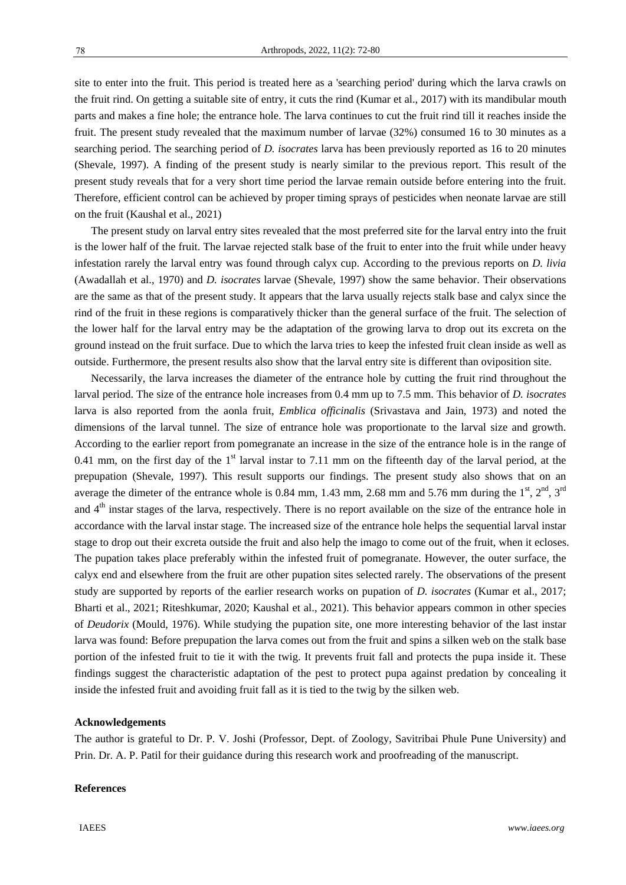site to enter into the fruit. This period is treated here as a 'searching period' during which the larva crawls on the fruit rind. On getting a suitable site of entry, it cuts the rind (Kumar et al., 2017) with its mandibular mouth parts and makes a fine hole; the entrance hole. The larva continues to cut the fruit rind till it reaches inside the fruit. The present study revealed that the maximum number of larvae (32%) consumed 16 to 30 minutes as a searching period. The searching period of *D. isocrates* larva has been previously reported as 16 to 20 minutes (Shevale, 1997). A finding of the present study is nearly similar to the previous report. This result of the present study reveals that for a very short time period the larvae remain outside before entering into the fruit. Therefore, efficient control can be achieved by proper timing sprays of pesticides when neonate larvae are still on the fruit (Kaushal et al., 2021)

The present study on larval entry sites revealed that the most preferred site for the larval entry into the fruit is the lower half of the fruit. The larvae rejected stalk base of the fruit to enter into the fruit while under heavy infestation rarely the larval entry was found through calyx cup. According to the previous reports on *D. livia* (Awadallah et al., 1970) and *D. isocrates* larvae (Shevale, 1997) show the same behavior. Their observations are the same as that of the present study. It appears that the larva usually rejects stalk base and calyx since the rind of the fruit in these regions is comparatively thicker than the general surface of the fruit. The selection of the lower half for the larval entry may be the adaptation of the growing larva to drop out its excreta on the ground instead on the fruit surface. Due to which the larva tries to keep the infested fruit clean inside as well as outside. Furthermore, the present results also show that the larval entry site is different than oviposition site.

Necessarily, the larva increases the diameter of the entrance hole by cutting the fruit rind throughout the larval period. The size of the entrance hole increases from 0.4 mm up to 7.5 mm. This behavior of *D. isocrates* larva is also reported from the aonla fruit, *Emblica officinalis* (Srivastava and Jain, 1973) and noted the dimensions of the larval tunnel. The size of entrance hole was proportionate to the larval size and growth. According to the earlier report from pomegranate an increase in the size of the entrance hole is in the range of 0.41 mm, on the first day of the 1st larval instar to 7.11 mm on the fifteenth day of the larval period, at the prepupation (Shevale, 1997). This result supports our findings. The present study also shows that on an average the dimeter of the entrance whole is 0.84 mm, 1.43 mm, 2.68 mm and 5.76 mm during the 1st, 2nd, 3rd and 4th instar stages of the larva, respectively. There is no report available on the size of the entrance hole in accordance with the larval instar stage. The increased size of the entrance hole helps the sequential larval instar stage to drop out their excreta outside the fruit and also help the imago to come out of the fruit, when it ecloses. The pupation takes place preferably within the infested fruit of pomegranate. However, the outer surface, the calyx end and elsewhere from the fruit are other pupation sites selected rarely. The observations of the present study are supported by reports of the earlier research works on pupation of *D. isocrates* (Kumar et al., 2017; Bharti et al., 2021; Riteshkumar, 2020; Kaushal et al., 2021). This behavior appears common in other species of *Deudorix* (Mould, 1976). While studying the pupation site, one more interesting behavior of the last instar larva was found: Before prepupation the larva comes out from the fruit and spins a silken web on the stalk base portion of the infested fruit to tie it with the twig. It prevents fruit fall and protects the pupa inside it. These findings suggest the characteristic adaptation of the pest to protect pupa against predation by concealing it inside the infested fruit and avoiding fruit fall as it is tied to the twig by the silken web.

**Acknowledgements**

The author is grateful to Dr. P. V. Joshi (Professor, Dept. of Zoology, Savitribai Phule Pune University) and Prin. Dr. A. P. Patil for their guidance during this research work and proofreading of the manuscript.

**References**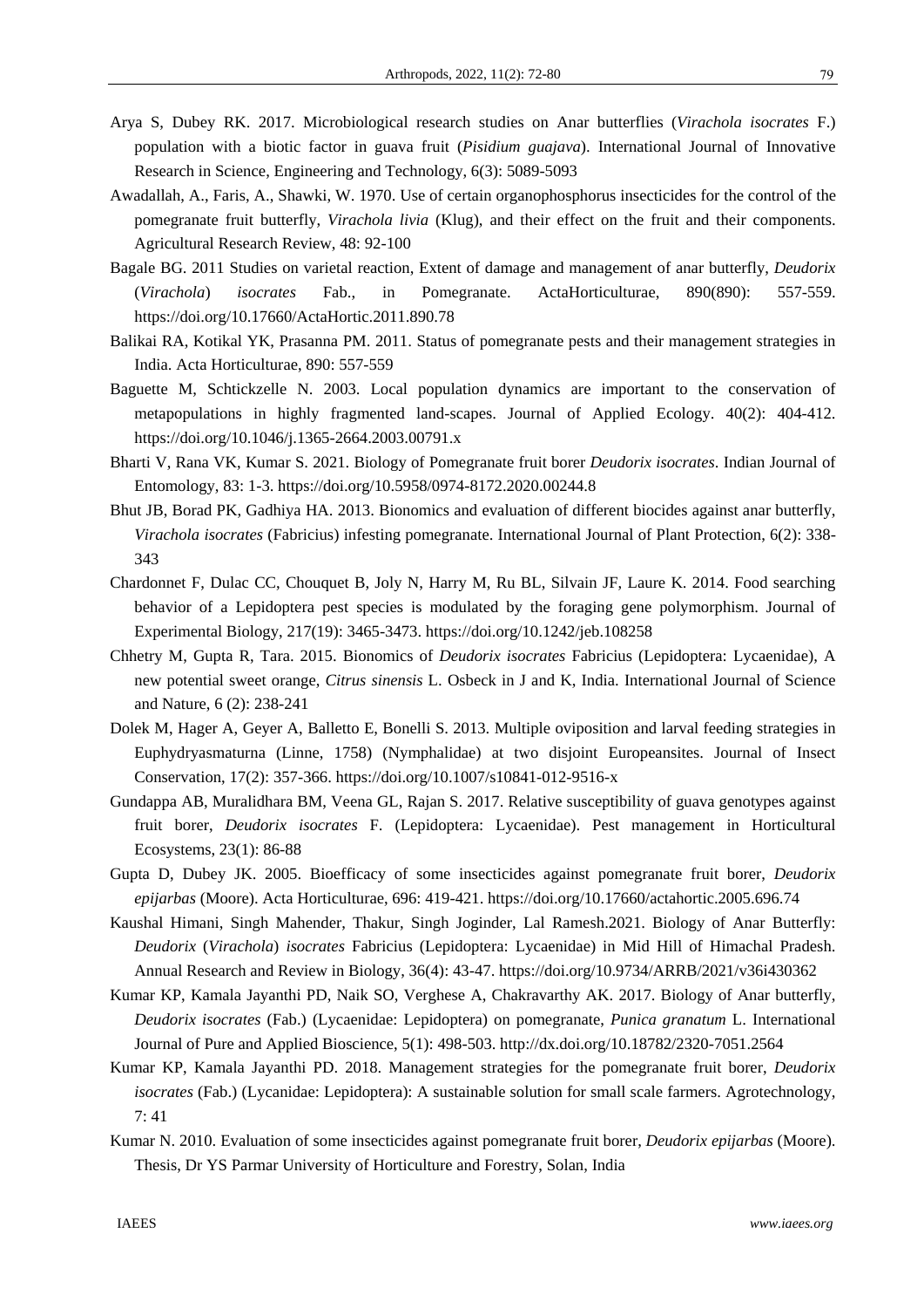Arya S, Dubey RK. 2017. Microbiological research studies on Anar butterflies (*Virachola isocrates* F.) population with a biotic factor in guava fruit (*Pisidium guajava*). International Journal of Innovative Research in Science, Engineering and Technology, 6(3): 5089-5093

Awadallah, A., Faris, A., Shawki, W. 1970. Use of certain organophosphorus insecticides for the control of the pomegranate fruit butterfly, *Virachola livia* (Klug), and their effect on the fruit and their components. Agricultural Research Review, 48: 92-100

Bagale BG. 2011 Studies on varietal reaction, Extent of damage and management of anar butterfly, *Deudorix* (*Virachola*) *isocrates* Fab., in Pomegranate. ActaHorticulturae, 890(890): 557-559. https://doi.org/10.17660/ActaHortic.2011.890.78

Balikai RA, Kotikal YK, Prasanna PM. 2011. Status of pomegranate pests and their management strategies in India. Acta Horticulturae, 890: 557-559

Baguette M, Schtickzelle N. 2003. Local population dynamics are important to the conservation of metapopulations in highly fragmented land-scapes. Journal of Applied Ecology. 40(2): 404-412. https://doi.org/10.1046/j.1365-2664.2003.00791.x

Bharti V, Rana VK, Kumar S. 2021. Biology of Pomegranate fruit borer *Deudorix isocrates*. Indian Journal of Entomology, 83: 1-3. https://doi.org/10.5958/0974-8172.2020.00244.8

Bhut JB, Borad PK, Gadhiya HA. 2013. Bionomics and evaluation of different biocides against anar butterfly, *Virachola isocrates* (Fabricius) infesting pomegranate. International Journal of Plant Protection, 6(2): 338-343

Chardonnet F, Dulac CC, Chouquet B, Joly N, Harry M, Ru BL, Silvain JF, Laure K. 2014. Food searching behavior of a Lepidoptera pest species is modulated by the foraging gene polymorphism. Journal of Experimental Biology, 217(19): 3465-3473. https://doi.org/10.1242/jeb.108258

Chhetry M, Gupta R, Tara. 2015. Bionomics of *Deudorix isocrates* Fabricius (Lepidoptera: Lycaenidae), A new potential sweet orange, *Citrus sinensis* L. Osbeck in J and K, India. International Journal of Science and Nature, 6 (2): 238-241

Dolek M, Hager A, Geyer A, Balletto E, Bonelli S. 2013. Multiple oviposition and larval feeding strategies in Euphydryasmaturna (Linne, 1758) (Nymphalidae) at two disjoint Europeansites. Journal of Insect Conservation, 17(2): 357-366. https://doi.org/10.1007/s10841-012-9516-x

Gundappa AB, Muralidhara BM, Veena GL, Rajan S. 2017. Relative susceptibility of guava genotypes against fruit borer, *Deudorix isocrates* F. (Lepidoptera: Lycaenidae). Pest management in Horticultural Ecosystems, 23(1): 86-88

Gupta D, Dubey JK. 2005. Bioefficacy of some insecticides against pomegranate fruit borer, *Deudorix epijarbas* (Moore). Acta Horticulturae, 696: 419-421. https://doi.org/10.17660/actahortic.2005.696.74

Kaushal Himani, Singh Mahender, Thakur, Singh Joginder, Lal Ramesh.2021. Biology of Anar Butterfly: *Deudorix* (*Virachola*) *isocrates* Fabricius (Lepidoptera: Lycaenidae) in Mid Hill of Himachal Pradesh. Annual Research and Review in Biology, 36(4): 43-47. https://doi.org/10.9734/ARRB/2021/v36i430362

Kumar KP, Kamala Jayanthi PD, Naik SO, Verghese A, Chakravarthy AK. 2017. Biology of Anar butterfly, *Deudorix isocrates* (Fab.) (Lycaenidae: Lepidoptera) on pomegranate, *Punica granatum* L. International Journal of Pure and Applied Bioscience, 5(1): 498-503. http://dx.doi.org/10.18782/2320-7051.2564

Kumar KP, Kamala Jayanthi PD. 2018. Management strategies for the pomegranate fruit borer, *Deudorix isocrates* (Fab.) (Lycanidae: Lepidoptera): A sustainable solution for small scale farmers. Agrotechnology, 7: 41

Kumar N. 2010. Evaluation of some insecticides against pomegranate fruit borer, *Deudorix epijarbas* (Moore). Thesis, Dr YS Parmar University of Horticulture and Forestry, Solan, India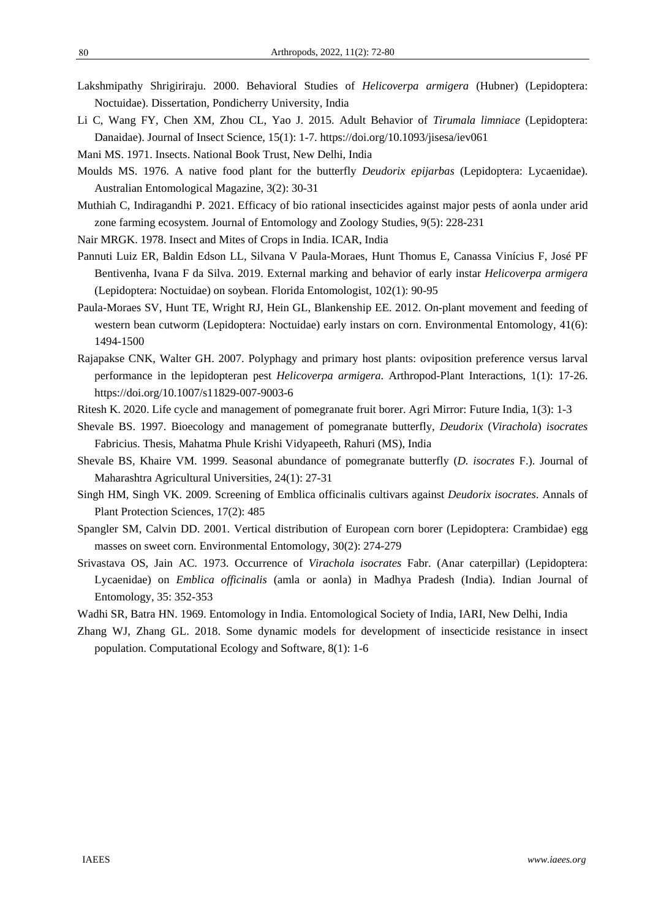Lakshmipathy Shrigiriraju. 2000. Behavioral Studies of *Helicoverpa armigera* (Hubner) (Lepidoptera: Noctuidae). Dissertation, Pondicherry University, India

Li C, Wang FY, Chen XM, Zhou CL, Yao J. 2015. Adult Behavior of *Tirumala limniace* (Lepidoptera: Danaidae). Journal of Insect Science, 15(1): 1-7. https://doi.org/10.1093/jisesa/iev061

Mani MS. 1971. Insects. National Book Trust, New Delhi, India

Moulds MS. 1976. A native food plant for the butterfly *Deudorix epijarbas* (Lepidoptera: Lycaenidae). Australian Entomological Magazine, 3(2): 30-31

Muthiah C, Indiragandhi P. 2021. Efficacy of bio rational insecticides against major pests of aonla under arid zone farming ecosystem. Journal of Entomology and Zoology Studies, 9(5): 228-231

Nair MRGK. 1978. Insect and Mites of Crops in India. ICAR, India

Pannuti Luiz ER, Baldin Edson LL, Silvana V Paula-Moraes, Hunt Thomus E, Canassa Vinícius F, José PF Bentivenha, Ivana F da Silva. 2019. External marking and behavior of early instar *Helicoverpa armigera* (Lepidoptera: Noctuidae) on soybean. Florida Entomologist, 102(1): 90-95

Paula-Moraes SV, Hunt TE, Wright RJ, Hein GL, Blankenship EE. 2012. On-plant movement and feeding of western bean cutworm (Lepidoptera: Noctuidae) early instars on corn. Environmental Entomology, 41(6): 1494-1500

Rajapakse CNK, Walter GH. 2007. Polyphagy and primary host plants: oviposition preference versus larval performance in the lepidopteran pest *Helicoverpa armigera*. Arthropod-Plant Interactions, 1(1): 17-26. https://doi.org/10.1007/s11829-007-9003-6

Ritesh K. 2020. Life cycle and management of pomegranate fruit borer. Agri Mirror: Future India, 1(3): 1-3

Shevale BS. 1997. Bioecology and management of pomegranate butterfly, *Deudorix* (*Virachola*) *isocrates* Fabricius. Thesis, Mahatma Phule Krishi Vidyapeeth, Rahuri (MS), India

Shevale BS, Khaire VM. 1999. Seasonal abundance of pomegranate butterfly (*D. isocrates* F.). Journal of Maharashtra Agricultural Universities, 24(1): 27-31

Singh HM, Singh VK. 2009. Screening of Emblica officinalis cultivars against *Deudorix isocrates*. Annals of Plant Protection Sciences, 17(2): 485

Spangler SM, Calvin DD. 2001. Vertical distribution of European corn borer (Lepidoptera: Crambidae) egg masses on sweet corn. Environmental Entomology, 30(2): 274-279

Srivastava OS, Jain AC. 1973. Occurrence of *Virachola isocrates* Fabr. (Anar caterpillar) (Lepidoptera: Lycaenidae) on *Emblica officinalis* (amla or aonla) in Madhya Pradesh (India). Indian Journal of Entomology, 35: 352-353

Wadhi SR, Batra HN. 1969. Entomology in India. Entomological Society of India, IARI, New Delhi, India

Zhang WJ, Zhang GL. 2018. Some dynamic models for development of insecticide resistance in insect population. Computational Ecology and Software, 8(1): 1-6